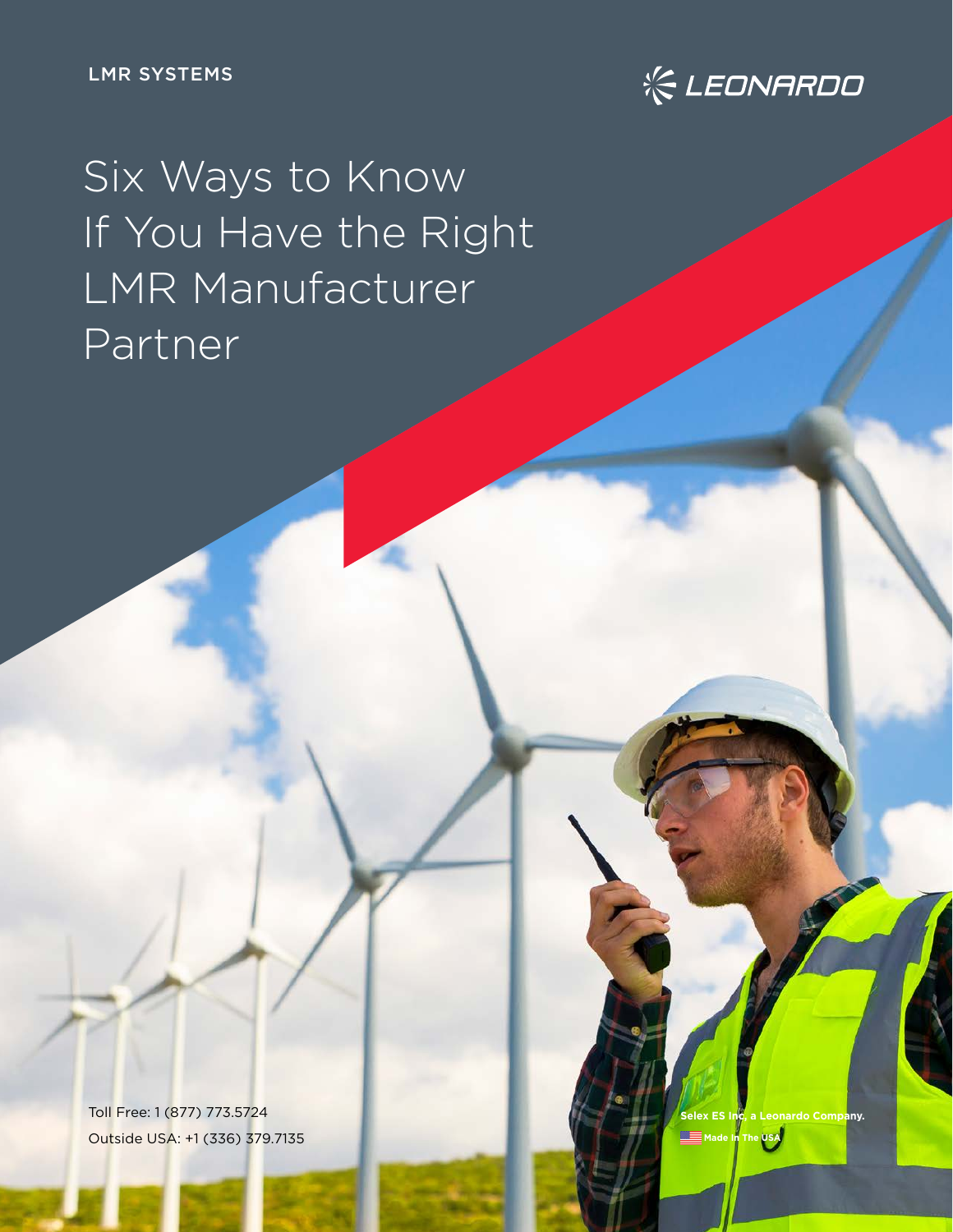LMR SYSTEMS

LEONARDO

# Six Ways to Know If You Have the Right LMR Manufacturer Partner

Toll Free: 1 (877) 773.5724

Outside USA: +1 (336) 379.7135

Selex ES Inc, a Leonardo Company.

Made in The USA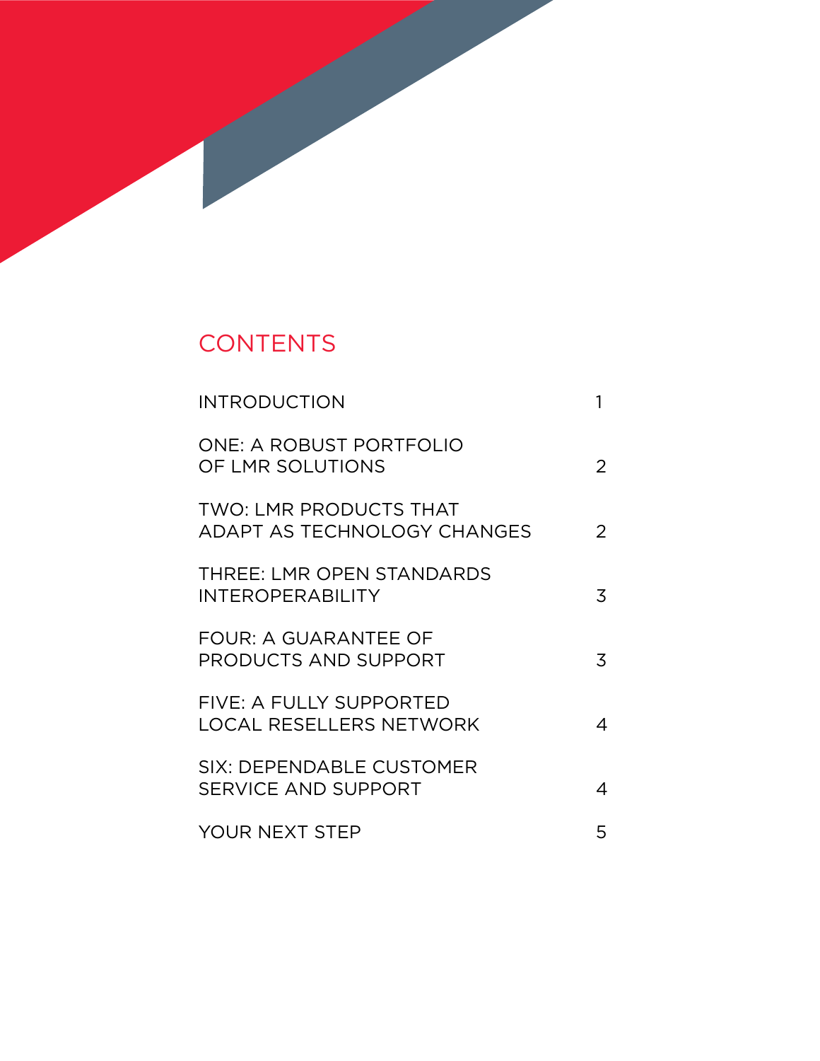# CONTENTS

| | |
|---|---|
| INTRODUCTION | 1 |
| ONE: A ROBUST PORTFOLIO OF LMR SOLUTIONS | 2 |
| TWO: LMR PRODUCTS THAT ADAPT AS TECHNOLOGY CHANGES | 2 |
| THREE: LMR OPEN STANDARDS INTEROPERABILITY | 3 |
| FOUR: A GUARANTEE OF PRODUCTS AND SUPPORT | 3 |
| FIVE: A FULLY SUPPORTED LOCAL RESELLERS NETWORK | 4 |
| SIX: DEPENDABLE CUSTOMER SERVICE AND SUPPORT | 4 |
| YOUR NEXT STEP | 5 |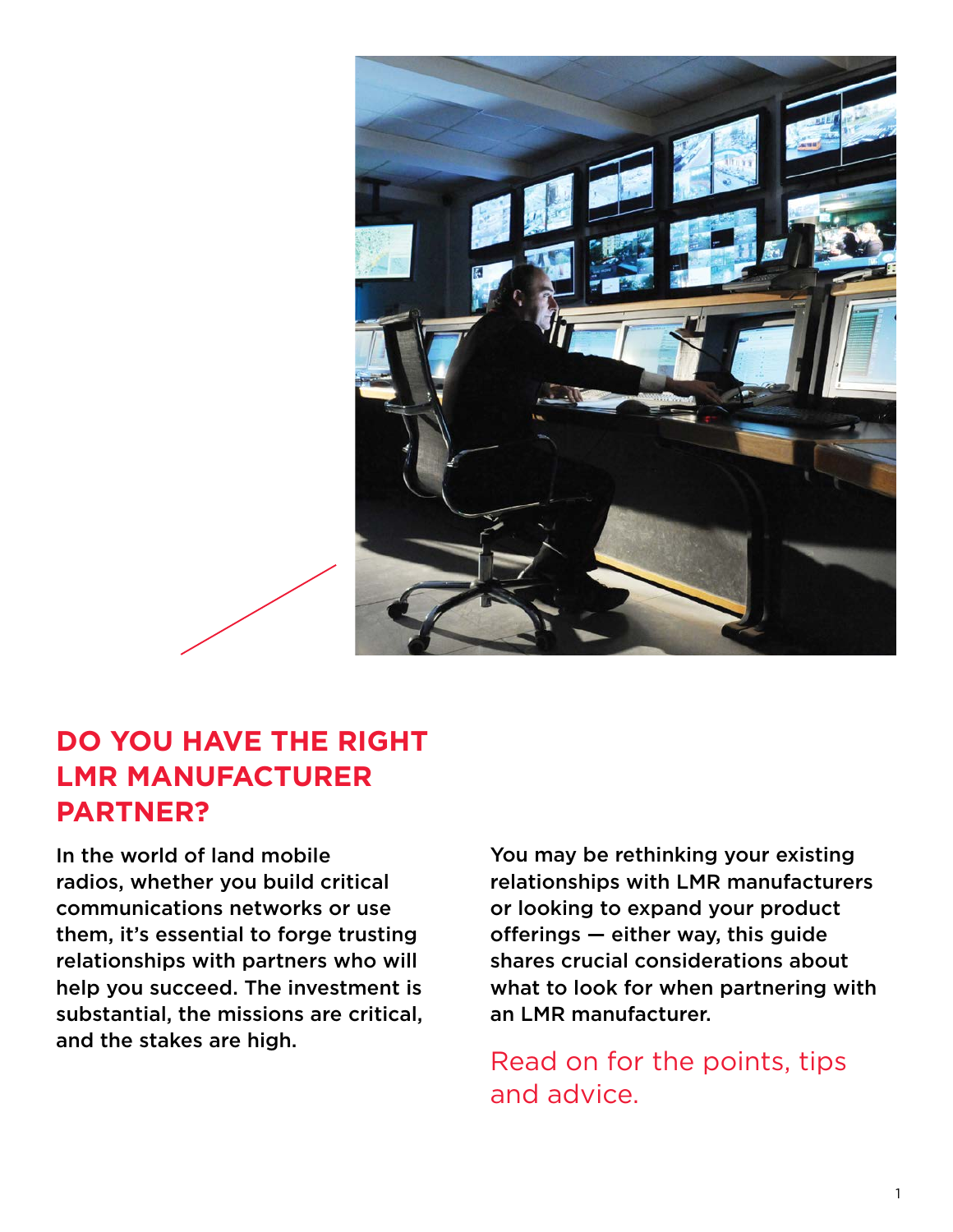# DO YOU HAVE THE RIGHT LMR MANUFACTURER PARTNER?

In the world of land mobile radios, whether you build critical communications networks or use them, it's essential to forge trusting relationships with partners who will help you succeed. The investment is substantial, the missions are critical, and the stakes are high.

You may be rethinking your existing relationships with LMR manufacturers or looking to expand your product offerings — either way, this guide shares crucial considerations about what to look for when partnering with an LMR manufacturer.

Read on for the points, tips and advice.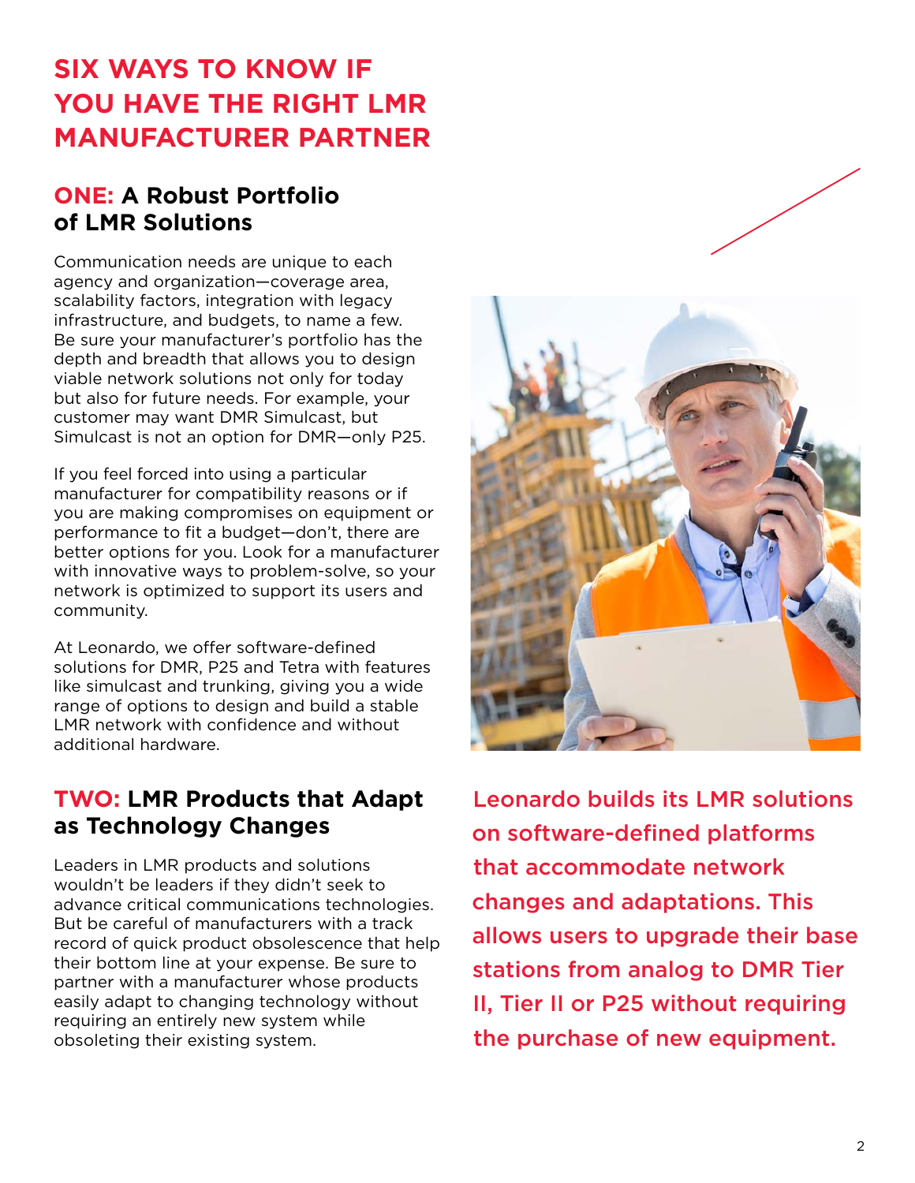# SIX WAYS TO KNOW IF YOU HAVE THE RIGHT LMR MANUFACTURER PARTNER

## ONE: A Robust Portfolio of LMR Solutions

Communication needs are unique to each agency and organization—coverage area, scalability factors, integration with legacy infrastructure, and budgets, to name a few. Be sure your manufacturer's portfolio has the depth and breadth that allows you to design viable network solutions not only for today but also for future needs. For example, your customer may want DMR Simulcast, but Simulcast is not an option for DMR—only P25.

If you feel forced into using a particular manufacturer for compatibility reasons or if you are making compromises on equipment or performance to fit a budget—don't, there are better options for you. Look for a manufacturer with innovative ways to problem-solve, so your network is optimized to support its users and community.

At Leonardo, we offer software-defined solutions for DMR, P25 and Tetra with features like simulcast and trunking, giving you a wide range of options to design and build a stable LMR network with confidence and without additional hardware.

## TWO: LMR Products that Adapt as Technology Changes

Leaders in LMR products and solutions wouldn't be leaders if they didn't seek to advance critical communications technologies. But be careful of manufacturers with a track record of quick product obsolescence that help their bottom line at your expense. Be sure to partner with a manufacturer whose products easily adapt to changing technology without requiring an entirely new system while obsoleting their existing system.

**Leonardo builds its LMR solutions on software-defined platforms that accommodate network changes and adaptations. This allows users to upgrade their base stations from analog to DMR Tier II, Tier II or P25 without requiring the purchase of new equipment.**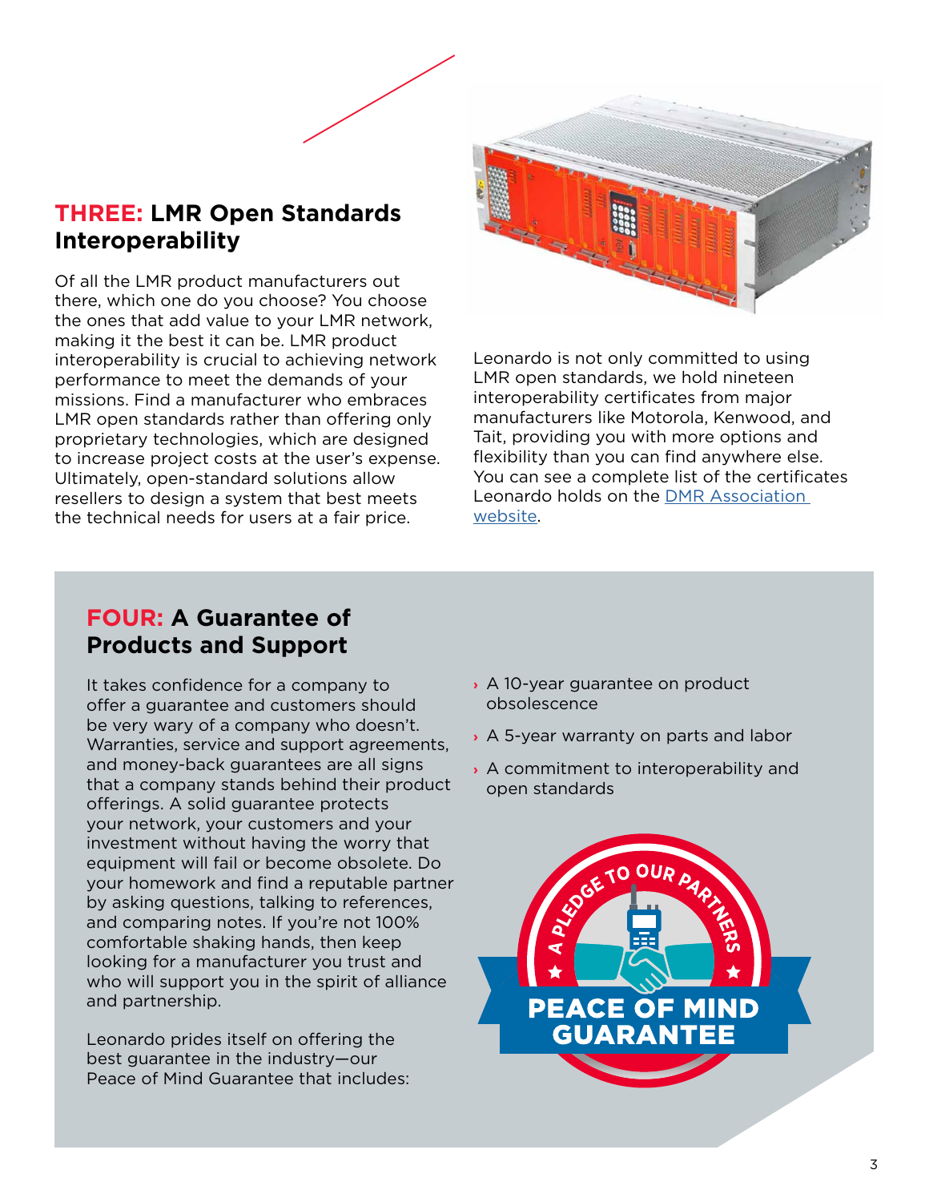## THREE: LMR Open Standards Interoperability

Of all the LMR product manufacturers out there, which one do you choose? You choose the ones that add value to your LMR network, making it the best it can be. LMR product interoperability is crucial to achieving network performance to meet the demands of your missions. Find a manufacturer who embraces LMR open standards rather than offering only proprietary technologies, which are designed to increase project costs at the user's expense. Ultimately, open-standard solutions allow resellers to design a system that best meets the technical needs for users at a fair price.

Leonardo is not only committed to using LMR open standards, we hold nineteen interoperability certificates from major manufacturers like Motorola, Kenwood, and Tait, providing you with more options and flexibility than you can find anywhere else. You can see a complete list of the certificates Leonardo holds on the [DMR Association website](https://www.dmrassociation.org/).

## FOUR: A Guarantee of Products and Support

It takes confidence for a company to offer a guarantee and customers should be very wary of a company who doesn't. Warranties, service and support agreements, and money-back guarantees are all signs that a company stands behind their product offerings. A solid guarantee protects your network, your customers and your investment without having the worry that equipment will fail or become obsolete. Do your homework and find a reputable partner by asking questions, talking to references, and comparing notes. If you're not 100% comfortable shaking hands, then keep looking for a manufacturer you trust and who will support you in the spirit of alliance and partnership.

Leonardo prides itself on offering the best guarantee in the industry—our Peace of Mind Guarantee that includes:

- A 10-year guarantee on product obsolescence
- A 5-year warranty on parts and labor
- A commitment to interoperability and open standards

A PLEDGE TO OUR PARTNERS

PEACE OF MIND GUARANTEE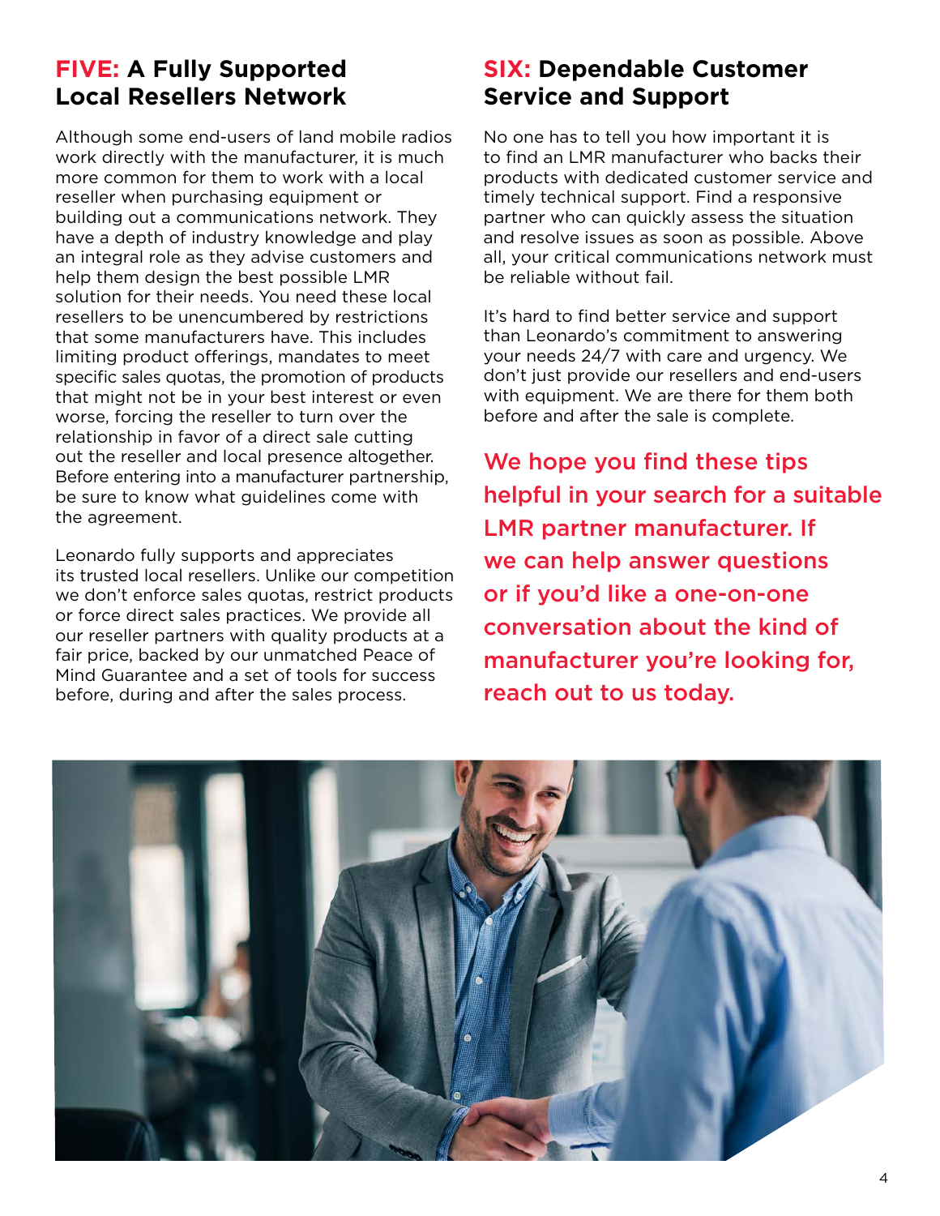## FIVE: A Fully Supported Local Resellers Network

Although some end-users of land mobile radios work directly with the manufacturer, it is much more common for them to work with a local reseller when purchasing equipment or building out a communications network. They have a depth of industry knowledge and play an integral role as they advise customers and help them design the best possible LMR solution for their needs. You need these local resellers to be unencumbered by restrictions that some manufacturers have. This includes limiting product offerings, mandates to meet specific sales quotas, the promotion of products that might not be in your best interest or even worse, forcing the reseller to turn over the relationship in favor of a direct sale cutting out the reseller and local presence altogether. Before entering into a manufacturer partnership, be sure to know what guidelines come with the agreement.

Leonardo fully supports and appreciates its trusted local resellers. Unlike our competition we don't enforce sales quotas, restrict products or force direct sales practices. We provide all our reseller partners with quality products at a fair price, backed by our unmatched Peace of Mind Guarantee and a set of tools for success before, during and after the sales process.

## SIX: Dependable Customer Service and Support

No one has to tell you how important it is to find an LMR manufacturer who backs their products with dedicated customer service and timely technical support. Find a responsive partner who can quickly assess the situation and resolve issues as soon as possible. Above all, your critical communications network must be reliable without fail.

It's hard to find better service and support than Leonardo's commitment to answering your needs 24/7 with care and urgency. We don't just provide our resellers and end-users with equipment. We are there for them both before and after the sale is complete.

**We hope you find these tips helpful in your search for a suitable LMR partner manufacturer. If we can help answer questions or if you'd like a one-on-one conversation about the kind of manufacturer you're looking for, reach out to us today.**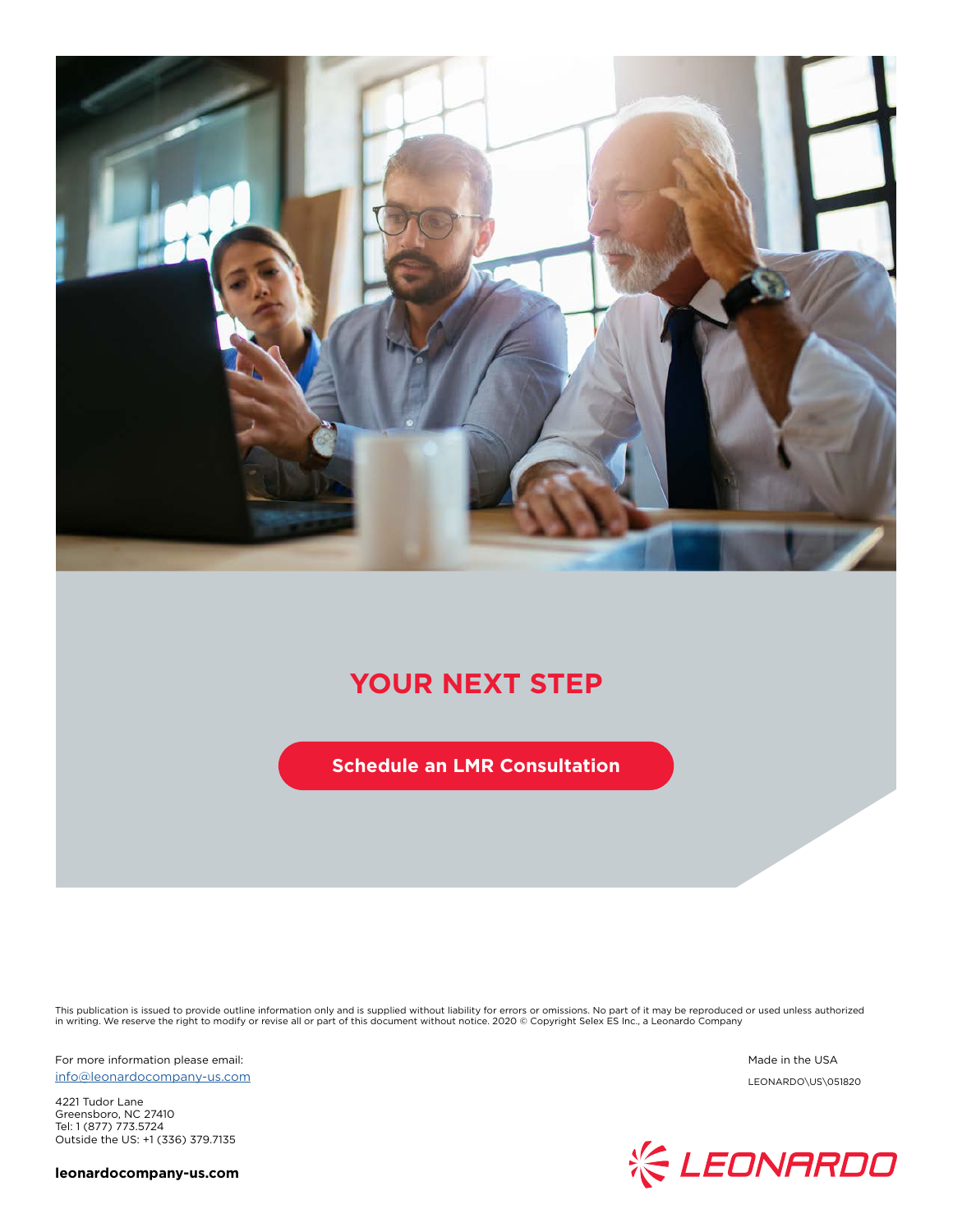## YOUR NEXT STEP

**Schedule an LMR Consultation**

This publication is issued to provide outline information only and is supplied without liability for errors or omissions. No part of it may be reproduced or used unless authorized in writing. We reserve the right to modify or revise all or part of this document without notice. 2020 © Copyright Selex ES Inc., a Leonardo Company

For more information please email:
info@leonardocompany-us.com

4221 Tudor Lane
Greensboro, NC 27410
Tel: 1 (877) 773.5724
Outside the US: +1 (336) 379.7135

**leonardocompany-us.com**

Made in the USA

LEONARDO\US\051820

LEONARDO